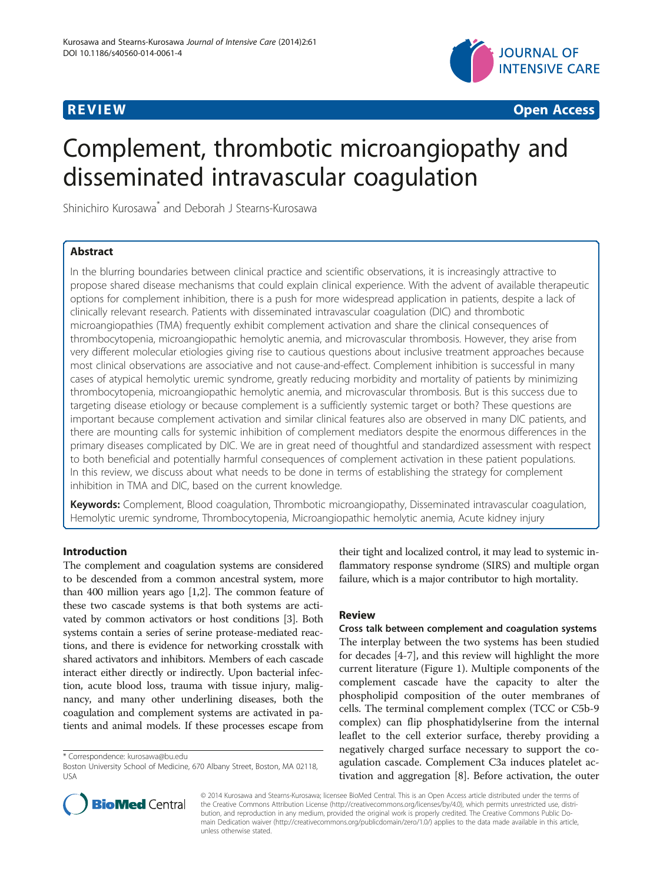**REVIEW** **Open Access**

# Complement, thrombotic microangiopathy and disseminated intravascular coagulation

Shinichiro Kurosawa* and Deborah J Stearns-Kurosawa

## Abstract

In the blurring boundaries between clinical practice and scientific observations, it is increasingly attractive to propose shared disease mechanisms that could explain clinical experience. With the advent of available therapeutic options for complement inhibition, there is a push for more widespread application in patients, despite a lack of clinically relevant research. Patients with disseminated intravascular coagulation (DIC) and thrombotic microangiopathies (TMA) frequently exhibit complement activation and share the clinical consequences of thrombocytopenia, microangiopathic hemolytic anemia, and microvascular thrombosis. However, they arise from very different molecular etiologies giving rise to cautious questions about inclusive treatment approaches because most clinical observations are associative and not cause-and-effect. Complement inhibition is successful in many cases of atypical hemolytic uremic syndrome, greatly reducing morbidity and mortality of patients by minimizing thrombocytopenia, microangiopathic hemolytic anemia, and microvascular thrombosis. But is this success due to targeting disease etiology or because complement is a sufficiently systemic target or both? These questions are important because complement activation and similar clinical features also are observed in many DIC patients, and there are mounting calls for systemic inhibition of complement mediators despite the enormous differences in the primary diseases complicated by DIC. We are in great need of thoughtful and standardized assessment with respect to both beneficial and potentially harmful consequences of complement activation in these patient populations. In this review, we discuss about what needs to be done in terms of establishing the strategy for complement inhibition in TMA and DIC, based on the current knowledge.

**Keywords:** Complement, Blood coagulation, Thrombotic microangiopathy, Disseminated intravascular coagulation, Hemolytic uremic syndrome, Thrombocytopenia, Microangiopathic hemolytic anemia, Acute kidney injury

## Introduction

The complement and coagulation systems are considered to be descended from a common ancestral system, more than 400 million years ago [1,2]. The common feature of these two cascade systems is that both systems are activated by common activators or host conditions [3]. Both systems contain a series of serine protease-mediated reactions, and there is evidence for networking crosstalk with shared activators and inhibitors. Members of each cascade interact either directly or indirectly. Upon bacterial infection, acute blood loss, trauma with tissue injury, malignancy, and many other underlining diseases, both the coagulation and complement systems are activated in patients and animal models. If these processes escape from their tight and localized control, it may lead to systemic inflammatory response syndrome (SIRS) and multiple organ failure, which is a major contributor to high mortality.

## Review

### Cross talk between complement and coagulation systems

The interplay between the two systems has been studied for decades [4-7], and this review will highlight the more current literature (Figure 1). Multiple components of the complement cascade have the capacity to alter the phospholipid composition of the outer membranes of cells. The terminal complement complex (TCC or C5b-9 complex) can flip phosphatidylserine from the internal leaflet to the cell exterior surface, thereby providing a negatively charged surface necessary to support the coagulation cascade. Complement C3a induces platelet activation and aggregation [8]. Before activation, the outer

\* Correspondence: kurosawa@bu.edu
Boston University School of Medicine, 670 Albany Street, Boston, MA 02118, USA

© 2014 Kurosawa and Stearns-Kurosawa; licensee BioMed Central. This is an Open Access article distributed under the terms of the Creative Commons Attribution License (http://creativecommons.org/licenses/by/4.0), which permits unrestricted use, distribution, and reproduction in any medium, provided the original work is properly credited. The Creative Commons Public Domain Dedication waiver (http://creativecommons.org/publicdomain/zero/1.0/) applies to the data made available in this article, unless otherwise stated.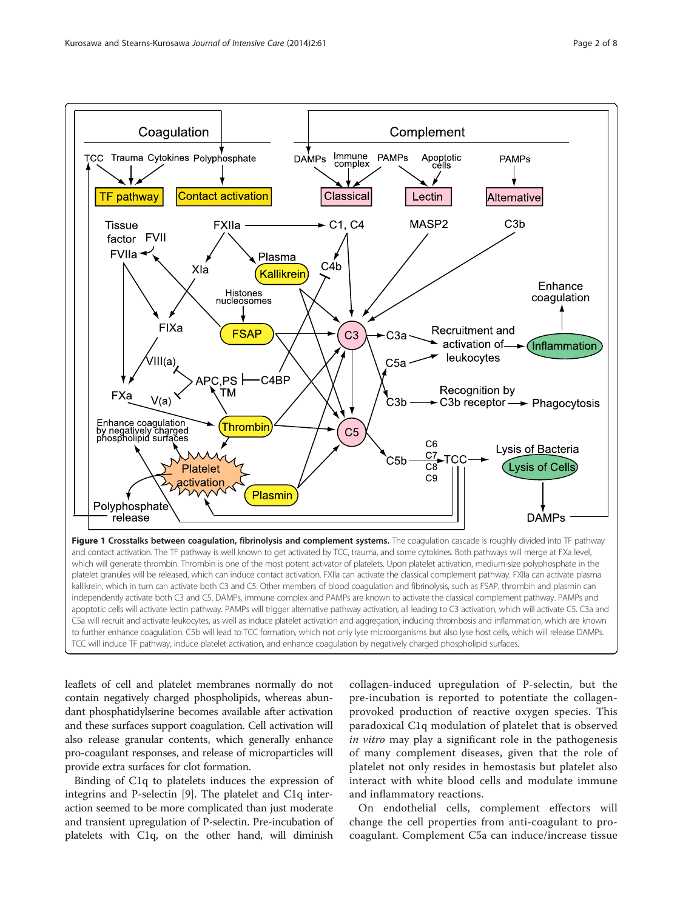**Figure 1 Crosstalks between coagulation, fibrinolysis and complement systems.** The coagulation cascade is roughly divided into TF pathway and contact activation. The TF pathway is well known to get activated by TCC, trauma, and some cytokines. Both pathways will merge at FXa level, which will generate thrombin. Thrombin is one of the most potent activator of platelets. Upon platelet activation, medium-size polyphosphate in the platelet granules will be released, which can induce contact activation. FXIIa can activate the classical complement pathway. FXIIa can activate plasma kallikrein, which in turn can activate both C3 and C5. Other members of blood coagulation and fibrinolysis, such as FSAP, thrombin and plasmin can independently activate both C3 and C5. DAMPs, immune complex and PAMPs are known to activate the classical complement pathway. PAMPs and apoptotic cells will activate lectin pathway. PAMPs will trigger alternative pathway activation, all leading to C3 activation, which will activate C5. C3a and C5a will recruit and activate leukocytes, as well as induce platelet activation and aggregation, inducing thrombosis and inflammation, which are known to further enhance coagulation. C5b will lead to TCC formation, which not only lyse microorganisms but also lyse host cells, which will release DAMPs. TCC will induce TF pathway, induce platelet activation, and enhance coagulation by negatively charged phospholipid surfaces.

leaflets of cell and platelet membranes normally do not contain negatively charged phospholipids, whereas abundant phosphatidylserine becomes available after activation and these surfaces support coagulation. Cell activation will also release granular contents, which generally enhance pro-coagulant responses, and release of microparticles will provide extra surfaces for clot formation.

Binding of C1q to platelets induces the expression of integrins and P-selectin [9]. The platelet and C1q interaction seemed to be more complicated than just moderate and transient upregulation of P-selectin. Pre-incubation of platelets with C1q, on the other hand, will diminish collagen-induced upregulation of P-selectin, but the pre-incubation is reported to potentiate the collagen-provoked production of reactive oxygen species. This paradoxical C1q modulation of platelet that is observed *in vitro* may play a significant role in the pathogenesis of many complement diseases, given that the role of platelet not only resides in hemostasis but platelet also interact with white blood cells and modulate immune and inflammatory reactions.

On endothelial cells, complement effectors will change the cell properties from anti-coagulant to pro-coagulant. Complement C5a can induce/increase tissue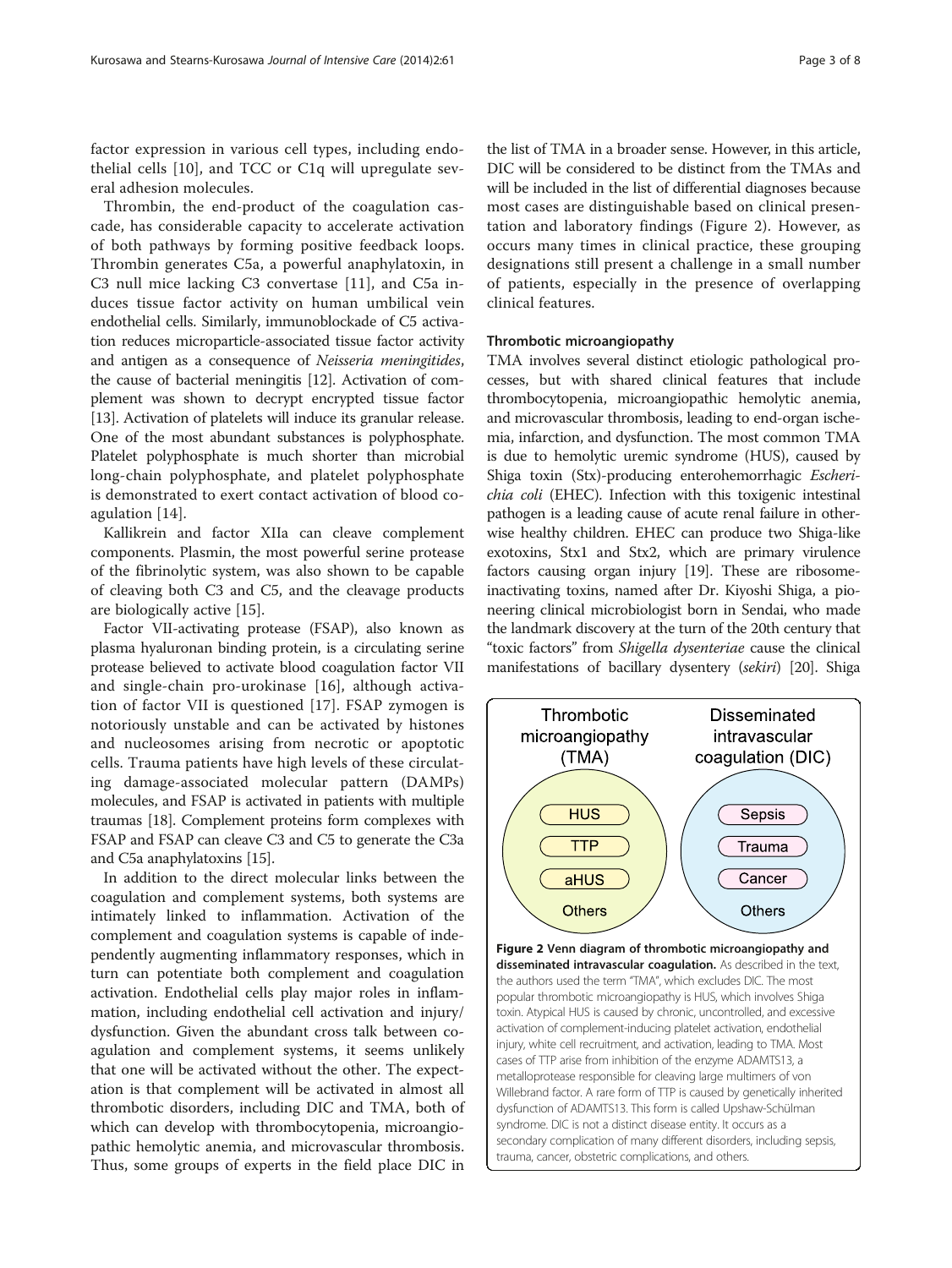factor expression in various cell types, including endothelial cells [10], and TCC or C1q will upregulate several adhesion molecules.

Thrombin, the end-product of the coagulation cascade, has considerable capacity to accelerate activation of both pathways by forming positive feedback loops. Thrombin generates C5a, a powerful anaphylatoxin, in C3 null mice lacking C3 convertase [11], and C5a induces tissue factor activity on human umbilical vein endothelial cells. Similarly, immunoblockade of C5 activation reduces microparticle-associated tissue factor activity and antigen as a consequence of *Neisseria meningitides*, the cause of bacterial meningitis [12]. Activation of complement was shown to decrypt encrypted tissue factor [13]. Activation of platelets will induce its granular release. One of the most abundant substances is polyphosphate. Platelet polyphosphate is much shorter than microbial long-chain polyphosphate, and platelet polyphosphate is demonstrated to exert contact activation of blood coagulation [14].

Kallikrein and factor XIIa can cleave complement components. Plasmin, the most powerful serine protease of the fibrinolytic system, was also shown to be capable of cleaving both C3 and C5, and the cleavage products are biologically active [15].

Factor VII-activating protease (FSAP), also known as plasma hyaluronan binding protein, is a circulating serine protease believed to activate blood coagulation factor VII and single-chain pro-urokinase [16], although activation of factor VII is questioned [17]. FSAP zymogen is notoriously unstable and can be activated by histones and nucleosomes arising from necrotic or apoptotic cells. Trauma patients have high levels of these circulating damage-associated molecular pattern (DAMPs) molecules, and FSAP is activated in patients with multiple traumas [18]. Complement proteins form complexes with FSAP and FSAP can cleave C3 and C5 to generate the C3a and C5a anaphylatoxins [15].

In addition to the direct molecular links between the coagulation and complement systems, both systems are intimately linked to inflammation. Activation of the complement and coagulation systems is capable of independently augmenting inflammatory responses, which in turn can potentiate both complement and coagulation activation. Endothelial cells play major roles in inflammation, including endothelial cell activation and injury/dysfunction. Given the abundant cross talk between coagulation and complement systems, it seems unlikely that one will be activated without the other. The expectation is that complement will be activated in almost all thrombotic disorders, including DIC and TMA, both of which can develop with thrombocytopenia, microangiopathic hemolytic anemia, and microvascular thrombosis. Thus, some groups of experts in the field place DIC in the list of TMA in a broader sense. However, in this article, DIC will be considered to be distinct from the TMAs and will be included in the list of differential diagnoses because most cases are distinguishable based on clinical presentation and laboratory findings (Figure 2). However, as occurs many times in clinical practice, these grouping designations still present a challenge in a small number of patients, especially in the presence of overlapping clinical features.

### Thrombotic microangiopathy

TMA involves several distinct etiologic pathological processes, but with shared clinical features that include thrombocytopenia, microangiopathic hemolytic anemia, and microvascular thrombosis, leading to end-organ ischemia, infarction, and dysfunction. The most common TMA is due to hemolytic uremic syndrome (HUS), caused by Shiga toxin (Stx)-producing enterohemorrhagic *Escherichia coli* (EHEC). Infection with this toxigenic intestinal pathogen is a leading cause of acute renal failure in otherwise healthy children. EHEC can produce two Shiga-like exotoxins, Stx1 and Stx2, which are primary virulence factors causing organ injury [19]. These are ribosome-inactivating toxins, named after Dr. Kiyoshi Shiga, a pioneering clinical microbiologist born in Sendai, who made the landmark discovery at the turn of the 20th century that "toxic factors" from *Shigella dysenteriae* cause the clinical manifestations of bacillary dysentery (*sekiri*) [20]. Shiga

Thrombotic microangiopathy (TMA): HUS, TTP, aHUS, Others

Disseminated intravascular coagulation (DIC): Sepsis, Trauma, Cancer, Others

**Figure 2 Venn diagram of thrombotic microangiopathy and disseminated intravascular coagulation.** As described in the text, the authors used the term "TMA", which excludes DIC. The most popular thrombotic microangiopathy is HUS, which involves Shiga toxin. Atypical HUS is caused by chronic, uncontrolled, and excessive activation of complement-inducing platelet activation, endothelial injury, white cell recruitment, and activation, leading to TMA. Most cases of TTP arise from inhibition of the enzyme ADAMTS13, a metalloprotease responsible for cleaving large multimers of von Willebrand factor. A rare form of TTP is caused by genetically inherited dysfunction of ADAMTS13. This form is called Upshaw-Schülman syndrome. DIC is not a distinct disease entity. It occurs as a secondary complication of many different disorders, including sepsis, trauma, cancer, obstetric complications, and others.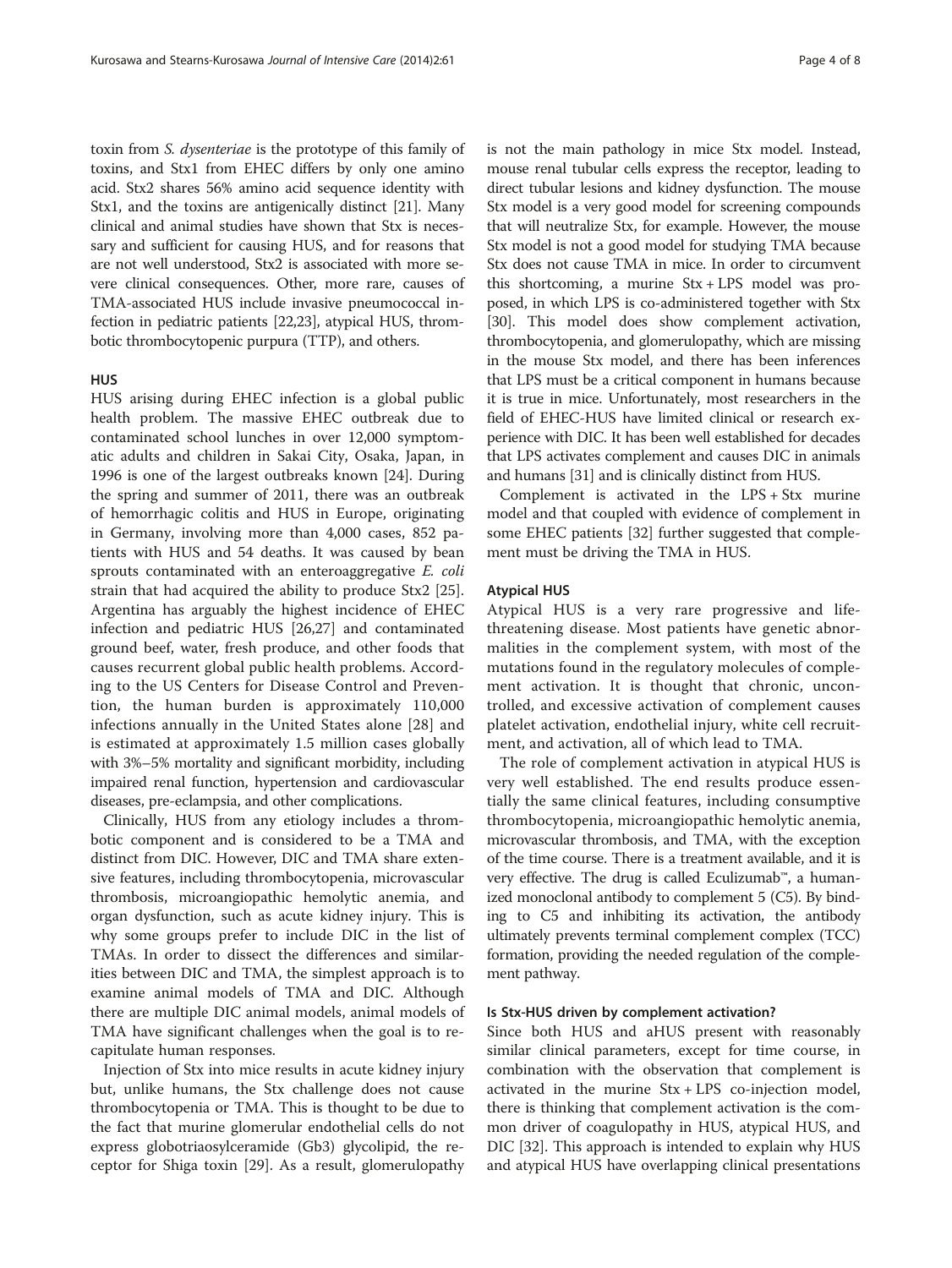toxin from *S. dysenteriae* is the prototype of this family of toxins, and Stx1 from EHEC differs by only one amino acid. Stx2 shares 56% amino acid sequence identity with Stx1, and the toxins are antigenically distinct [21]. Many clinical and animal studies have shown that Stx is necessary and sufficient for causing HUS, and for reasons that are not well understood, Stx2 is associated with more severe clinical consequences. Other, more rare, causes of TMA-associated HUS include invasive pneumococcal infection in pediatric patients [22,23], atypical HUS, thrombotic thrombocytopenic purpura (TTP), and others.

## HUS

HUS arising during EHEC infection is a global public health problem. The massive EHEC outbreak due to contaminated school lunches in over 12,000 symptomatic adults and children in Sakai City, Osaka, Japan, in 1996 is one of the largest outbreaks known [24]. During the spring and summer of 2011, there was an outbreak of hemorrhagic colitis and HUS in Europe, originating in Germany, involving more than 4,000 cases, 852 patients with HUS and 54 deaths. It was caused by bean sprouts contaminated with an enteroaggregative *E. coli* strain that had acquired the ability to produce Stx2 [25]. Argentina has arguably the highest incidence of EHEC infection and pediatric HUS [26,27] and contaminated ground beef, water, fresh produce, and other foods that causes recurrent global public health problems. According to the US Centers for Disease Control and Prevention, the human burden is approximately 110,000 infections annually in the United States alone [28] and is estimated at approximately 1.5 million cases globally with 3%–5% mortality and significant morbidity, including impaired renal function, hypertension and cardiovascular diseases, pre-eclampsia, and other complications.

Clinically, HUS from any etiology includes a thrombotic component and is considered to be a TMA and distinct from DIC. However, DIC and TMA share extensive features, including thrombocytopenia, microvascular thrombosis, microangiopathic hemolytic anemia, and organ dysfunction, such as acute kidney injury. This is why some groups prefer to include DIC in the list of TMAs. In order to dissect the differences and similarities between DIC and TMA, the simplest approach is to examine animal models of TMA and DIC. Although there are multiple DIC animal models, animal models of TMA have significant challenges when the goal is to recapitulate human responses.

Injection of Stx into mice results in acute kidney injury but, unlike humans, the Stx challenge does not cause thrombocytopenia or TMA. This is thought to be due to the fact that murine glomerular endothelial cells do not express globotriaosylceramide (Gb3) glycolipid, the receptor for Shiga toxin [29]. As a result, glomerulopathy is not the main pathology in mice Stx model. Instead, mouse renal tubular cells express the receptor, leading to direct tubular lesions and kidney dysfunction. The mouse Stx model is a very good model for screening compounds that will neutralize Stx, for example. However, the mouse Stx model is not a good model for studying TMA because Stx does not cause TMA in mice. In order to circumvent this shortcoming, a murine Stx + LPS model was proposed, in which LPS is co-administered together with Stx [30]. This model does show complement activation, thrombocytopenia, and glomerulopathy, which are missing in the mouse Stx model, and there has been inferences that LPS must be a critical component in humans because it is true in mice. Unfortunately, most researchers in the field of EHEC-HUS have limited clinical or research experience with DIC. It has been well established for decades that LPS activates complement and causes DIC in animals and humans [31] and is clinically distinct from HUS.

Complement is activated in the LPS + Stx murine model and that coupled with evidence of complement in some EHEC patients [32] further suggested that complement must be driving the TMA in HUS.

## Atypical HUS

Atypical HUS is a very rare progressive and life-threatening disease. Most patients have genetic abnormalities in the complement system, with most of the mutations found in the regulatory molecules of complement activation. It is thought that chronic, uncontrolled, and excessive activation of complement causes platelet activation, endothelial injury, white cell recruitment, and activation, all of which lead to TMA.

The role of complement activation in atypical HUS is very well established. The end results produce essentially the same clinical features, including consumptive thrombocytopenia, microangiopathic hemolytic anemia, microvascular thrombosis, and TMA, with the exception of the time course. There is a treatment available, and it is very effective. The drug is called Eculizumab™, a humanized monoclonal antibody to complement 5 (C5). By binding to C5 and inhibiting its activation, the antibody ultimately prevents terminal complement complex (TCC) formation, providing the needed regulation of the complement pathway.

## Is Stx-HUS driven by complement activation?

Since both HUS and aHUS present with reasonably similar clinical parameters, except for time course, in combination with the observation that complement is activated in the murine Stx + LPS co-injection model, there is thinking that complement activation is the common driver of coagulopathy in HUS, atypical HUS, and DIC [32]. This approach is intended to explain why HUS and atypical HUS have overlapping clinical presentations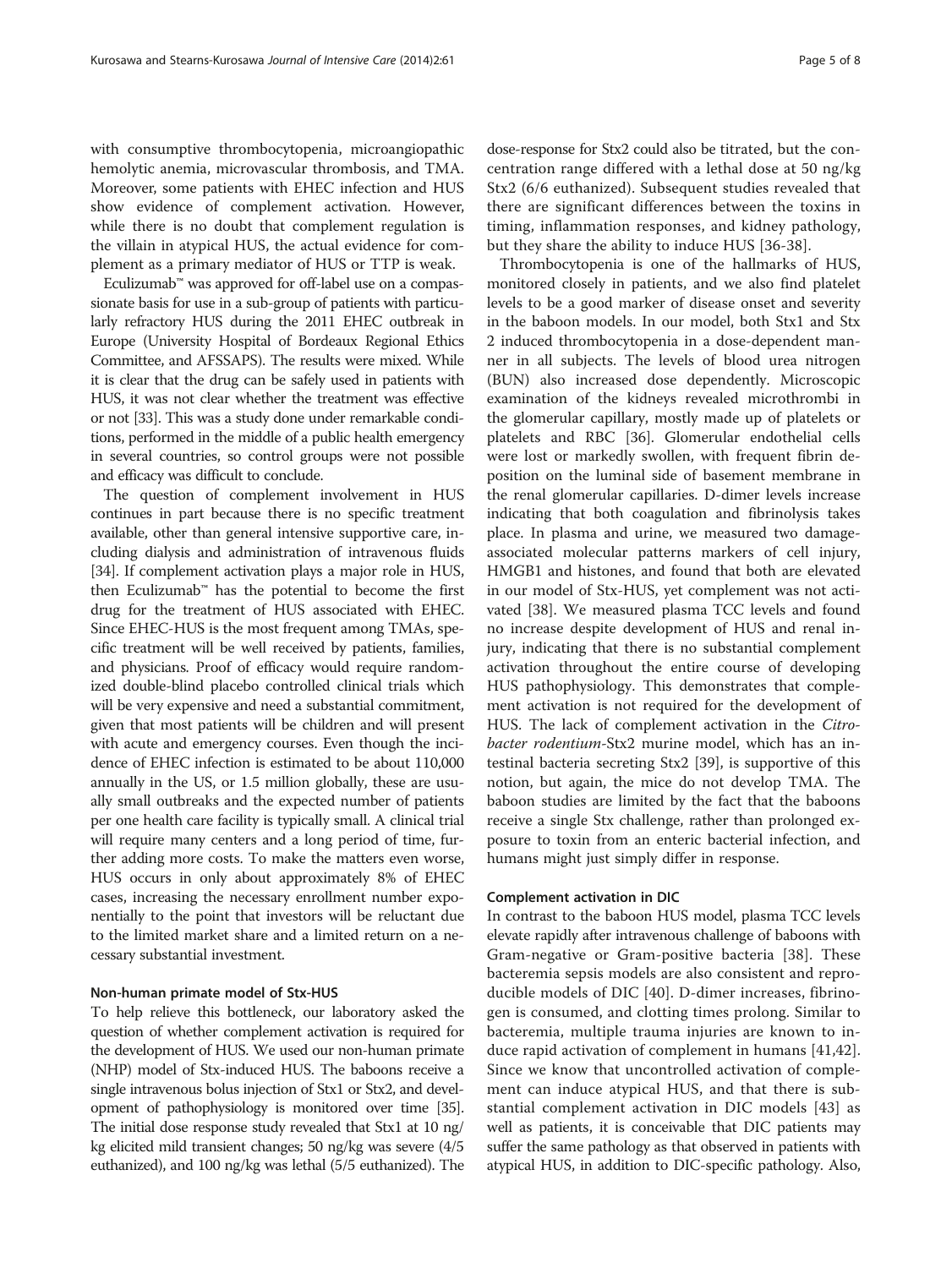with consumptive thrombocytopenia, microangiopathic hemolytic anemia, microvascular thrombosis, and TMA. Moreover, some patients with EHEC infection and HUS show evidence of complement activation. However, while there is no doubt that complement regulation is the villain in atypical HUS, the actual evidence for complement as a primary mediator of HUS or TTP is weak.

Eculizumab™ was approved for off-label use on a compassionate basis for use in a sub-group of patients with particularly refractory HUS during the 2011 EHEC outbreak in Europe (University Hospital of Bordeaux Regional Ethics Committee, and AFSSAPS). The results were mixed. While it is clear that the drug can be safely used in patients with HUS, it was not clear whether the treatment was effective or not [33]. This was a study done under remarkable conditions, performed in the middle of a public health emergency in several countries, so control groups were not possible and efficacy was difficult to conclude.

The question of complement involvement in HUS continues in part because there is no specific treatment available, other than general intensive supportive care, including dialysis and administration of intravenous fluids [34]. If complement activation plays a major role in HUS, then Eculizumab™ has the potential to become the first drug for the treatment of HUS associated with EHEC. Since EHEC-HUS is the most frequent among TMAs, specific treatment will be well received by patients, families, and physicians. Proof of efficacy would require randomized double-blind placebo controlled clinical trials which will be very expensive and need a substantial commitment, given that most patients will be children and will present with acute and emergency courses. Even though the incidence of EHEC infection is estimated to be about 110,000 annually in the US, or 1.5 million globally, these are usually small outbreaks and the expected number of patients per one health care facility is typically small. A clinical trial will require many centers and a long period of time, further adding more costs. To make the matters even worse, HUS occurs in only about approximately 8% of EHEC cases, increasing the necessary enrollment number exponentially to the point that investors will be reluctant due to the limited market share and a limited return on a necessary substantial investment.

### Non-human primate model of Stx-HUS

To help relieve this bottleneck, our laboratory asked the question of whether complement activation is required for the development of HUS. We used our non-human primate (NHP) model of Stx-induced HUS. The baboons receive a single intravenous bolus injection of Stx1 or Stx2, and development of pathophysiology is monitored over time [35]. The initial dose response study revealed that Stx1 at 10 ng/kg elicited mild transient changes; 50 ng/kg was severe (4/5 euthanized), and 100 ng/kg was lethal (5/5 euthanized). The dose-response for Stx2 could also be titrated, but the concentration range differed with a lethal dose at 50 ng/kg Stx2 (6/6 euthanized). Subsequent studies revealed that there are significant differences between the toxins in timing, inflammation responses, and kidney pathology, but they share the ability to induce HUS [36-38].

Thrombocytopenia is one of the hallmarks of HUS, monitored closely in patients, and we also find platelet levels to be a good marker of disease onset and severity in the baboon models. In our model, both Stx1 and Stx 2 induced thrombocytopenia in a dose-dependent manner in all subjects. The levels of blood urea nitrogen (BUN) also increased dose dependently. Microscopic examination of the kidneys revealed microthrombi in the glomerular capillary, mostly made up of platelets or platelets and RBC [36]. Glomerular endothelial cells were lost or markedly swollen, with frequent fibrin deposition on the luminal side of basement membrane in the renal glomerular capillaries. D-dimer levels increase indicating that both coagulation and fibrinolysis takes place. In plasma and urine, we measured two damage-associated molecular patterns markers of cell injury, HMGB1 and histones, and found that both are elevated in our model of Stx-HUS, yet complement was not activated [38]. We measured plasma TCC levels and found no increase despite development of HUS and renal injury, indicating that there is no substantial complement activation throughout the entire course of developing HUS pathophysiology. This demonstrates that complement activation is not required for the development of HUS. The lack of complement activation in the *Citrobacter rodentium*-Stx2 murine model, which has an intestinal bacteria secreting Stx2 [39], is supportive of this notion, but again, the mice do not develop TMA. The baboon studies are limited by the fact that the baboons receive a single Stx challenge, rather than prolonged exposure to toxin from an enteric bacterial infection, and humans might just simply differ in response.

### Complement activation in DIC

In contrast to the baboon HUS model, plasma TCC levels elevate rapidly after intravenous challenge of baboons with Gram-negative or Gram-positive bacteria [38]. These bacteremia sepsis models are also consistent and reproducible models of DIC [40]. D-dimer increases, fibrinogen is consumed, and clotting times prolong. Similar to bacteremia, multiple trauma injuries are known to induce rapid activation of complement in humans [41,42]. Since we know that uncontrolled activation of complement can induce atypical HUS, and that there is substantial complement activation in DIC models [43] as well as patients, it is conceivable that DIC patients may suffer the same pathology as that observed in patients with atypical HUS, in addition to DIC-specific pathology. Also,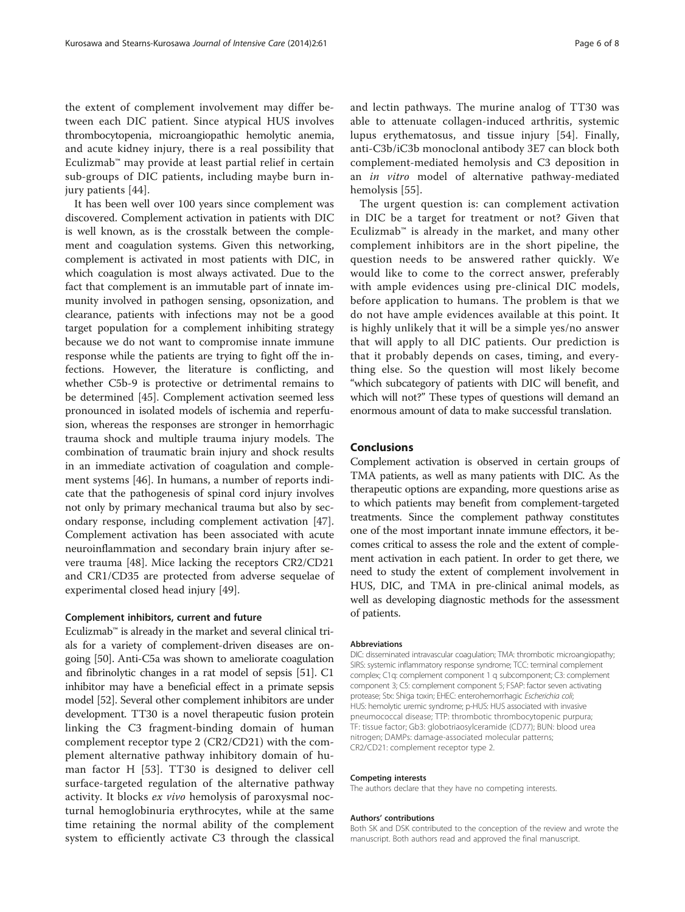the extent of complement involvement may differ between each DIC patient. Since atypical HUS involves thrombocytopenia, microangiopathic hemolytic anemia, and acute kidney injury, there is a real possibility that Eculizmab™ may provide at least partial relief in certain sub-groups of DIC patients, including maybe burn injury patients [44].

It has been well over 100 years since complement was discovered. Complement activation in patients with DIC is well known, as is the crosstalk between the complement and coagulation systems. Given this networking, complement is activated in most patients with DIC, in which coagulation is most always activated. Due to the fact that complement is an immutable part of innate immunity involved in pathogen sensing, opsonization, and clearance, patients with infections may not be a good target population for a complement inhibiting strategy because we do not want to compromise innate immune response while the patients are trying to fight off the infections. However, the literature is conflicting, and whether C5b-9 is protective or detrimental remains to be determined [45]. Complement activation seemed less pronounced in isolated models of ischemia and reperfusion, whereas the responses are stronger in hemorrhagic trauma shock and multiple trauma injury models. The combination of traumatic brain injury and shock results in an immediate activation of coagulation and complement systems [46]. In humans, a number of reports indicate that the pathogenesis of spinal cord injury involves not only by primary mechanical trauma but also by secondary response, including complement activation [47]. Complement activation has been associated with acute neuroinflammation and secondary brain injury after severe trauma [48]. Mice lacking the receptors CR2/CD21 and CR1/CD35 are protected from adverse sequelae of experimental closed head injury [49].

### Complement inhibitors, current and future

Eculizmab™ is already in the market and several clinical trials for a variety of complement-driven diseases are ongoing [50]. Anti-C5a was shown to ameliorate coagulation and fibrinolytic changes in a rat model of sepsis [51]. C1 inhibitor may have a beneficial effect in a primate sepsis model [52]. Several other complement inhibitors are under development. TT30 is a novel therapeutic fusion protein linking the C3 fragment-binding domain of human complement receptor type 2 (CR2/CD21) with the complement alternative pathway inhibitory domain of human factor H [53]. TT30 is designed to deliver cell surface-targeted regulation of the alternative pathway activity. It blocks *ex vivo* hemolysis of paroxysmal nocturnal hemoglobinuria erythrocytes, while at the same time retaining the normal ability of the complement system to efficiently activate C3 through the classical and lectin pathways. The murine analog of TT30 was able to attenuate collagen-induced arthritis, systemic lupus erythematosus, and tissue injury [54]. Finally, anti-C3b/iC3b monoclonal antibody 3E7 can block both complement-mediated hemolysis and C3 deposition in an *in vitro* model of alternative pathway-mediated hemolysis [55].

The urgent question is: can complement activation in DIC be a target for treatment or not? Given that Eculizmab™ is already in the market, and many other complement inhibitors are in the short pipeline, the question needs to be answered rather quickly. We would like to come to the correct answer, preferably with ample evidences using pre-clinical DIC models, before application to humans. The problem is that we do not have ample evidences available at this point. It is highly unlikely that it will be a simple yes/no answer that will apply to all DIC patients. Our prediction is that it probably depends on cases, timing, and everything else. So the question will most likely become "which subcategory of patients with DIC will benefit, and which will not?" These types of questions will demand an enormous amount of data to make successful translation.

## Conclusions

Complement activation is observed in certain groups of TMA patients, as well as many patients with DIC. As the therapeutic options are expanding, more questions arise as to which patients may benefit from complement-targeted treatments. Since the complement pathway constitutes one of the most important innate immune effectors, it becomes critical to assess the role and the extent of complement activation in each patient. In order to get there, we need to study the extent of complement involvement in HUS, DIC, and TMA in pre-clinical animal models, as well as developing diagnostic methods for the assessment of patients.

#### Abbreviations

DIC: disseminated intravascular coagulation; TMA: thrombotic microangiopathy; SIRS: systemic inflammatory response syndrome; TCC: terminal complement complex; C1q: complement component 1 q subcomponent; C3: complement component 3; C5: complement component 5; FSAP: factor seven activating protease; Stx: Shiga toxin; EHEC: enterohemorrhagic *Escherichia coli*; HUS: hemolytic uremic syndrome; p-HUS: HUS associated with invasive pneumococcal disease; TTP: thrombotic thrombocytopenic purpura; TF: tissue factor; Gb3: globotriaosylceramide (CD77); BUN: blood urea nitrogen; DAMPs: damage-associated molecular patterns; CR2/CD21: complement receptor type 2.

#### Competing interests

The authors declare that they have no competing interests.

#### Authors' contributions

Both SK and DSK contributed to the conception of the review and wrote the manuscript. Both authors read and approved the final manuscript.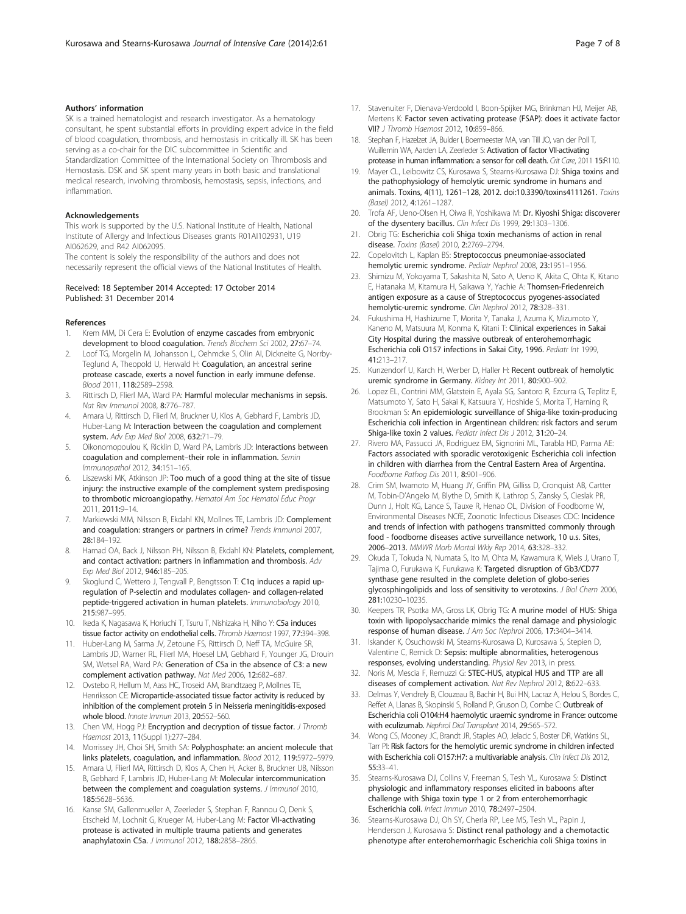### Authors' information

SK is a trained hematologist and research investigator. As a hematology consultant, he spent substantial efforts in providing expert advice in the field of blood coagulation, thrombosis, and hemostasis in critically ill. SK has been serving as a co-chair for the DIC subcommittee in Scientific and Standardization Committee of the International Society on Thrombosis and Hemostasis. DSK and SK spent many years in both basic and translational medical research, involving thrombosis, hemostasis, sepsis, infections, and inflammation.

### Acknowledgements

This work is supported by the U.S. National Institute of Health, National Institute of Allergy and Infectious Diseases grants R01AI102931, U19 AI062629, and R42 AI062095.

The content is solely the responsibility of the authors and does not necessarily represent the official views of the National Institutes of Health.

Received: 18 September 2014 Accepted: 17 October 2014
Published: 31 December 2014

### References

1. Krem MM, Di Cera E: **Evolution of enzyme cascades from embryonic development to blood coagulation.** *Trends Biochem Sci* 2002, **27:**67–74.
2. Loof TG, Morgelin M, Johansson L, Oehmcke S, Olin AI, Dickneite G, Norrby-Teglund A, Theopold U, Herwald H: **Coagulation, an ancestral serine protease cascade, exerts a novel function in early immune defense.** *Blood* 2011, **118:**2589–2598.
3. Rittirsch D, Flierl MA, Ward PA: **Harmful molecular mechanisms in sepsis.** *Nat Rev Immunol* 2008, **8:**776–787.
4. Amara U, Rittirsch D, Flierl M, Bruckner U, Klos A, Gebhard F, Lambris JD, Huber-Lang M: **Interaction between the coagulation and complement system.** *Adv Exp Med Biol* 2008, **632:**71–79.
5. Oikonomopoulou K, Ricklin D, Ward PA, Lambris JD: **Interactions between coagulation and complement–their role in inflammation.** *Semin Immunopathol* 2012, **34:**151–165.
6. Liszewski MK, Atkinson JP: **Too much of a good thing at the site of tissue injury: the instructive example of the complement system predisposing to thrombotic microangiopathy.** *Hematol Am Soc Hematol Educ Progr* 2011, **2011:**9–14.
7. Markiewski MM, Nilsson B, Ekdahl KN, Mollnes TE, Lambris JD: **Complement and coagulation: strangers or partners in crime?** *Trends Immunol* 2007, **28:**184–192.
8. Hamad OA, Back J, Nilsson PH, Nilsson B, Ekdahl KN: **Platelets, complement, and contact activation: partners in inflammation and thrombosis.** *Adv Exp Med Biol* 2012, **946:**185–205.
9. Skoglund C, Wettero J, Tengvall P, Bengtsson T: **C1q induces a rapid up-regulation of P-selectin and modulates collagen- and collagen-related peptide-triggered activation in human platelets.** *Immunobiology* 2010, **215:**987–995.
10. Ikeda K, Nagasawa K, Horiuchi T, Tsuru T, Nishizaka H, Niho Y: **C5a induces tissue factor activity on endothelial cells.** *Thromb Haemost* 1997, **77:**394–398.
11. Huber-Lang M, Sarma JV, Zetoune FS, Rittirsch D, Neff TA, McGuire SR, Lambris JD, Warner RL, Flierl MA, Hoesel LM, Gebhard F, Younger JG, Drouin SM, Wetsel RA, Ward PA: **Generation of C5a in the absence of C3: a new complement activation pathway.** *Nat Med* 2006, **12:**682–687.
12. Ovstebo R, Hellum M, Aass HC, Troseid AM, Brandtzaeg P, Mollnes TE, Henriksson CE: **Microparticle-associated tissue factor activity is reduced by inhibition of the complement protein 5 in Neisseria meningitidis-exposed whole blood.** *Innate Immun* 2013, **20:**552–560.
13. Chen VM, Hogg PJ: **Encryption and decryption of tissue factor.** *J Thromb Haemost* 2013, **11**(Suppl 1):277–284.
14. Morrissey JH, Choi SH, Smith SA: **Polyphosphate: an ancient molecule that links platelets, coagulation, and inflammation.** *Blood* 2012, **119:**5972–5979.
15. Amara U, Flierl MA, Rittirsch D, Klos A, Chen H, Acker B, Bruckner UB, Nilsson B, Gebhard F, Lambris JD, Huber-Lang M: **Molecular intercommunication between the complement and coagulation systems.** *J Immunol* 2010, **185:**5628–5636.
16. Kanse SM, Gallenmueller A, Zeerleder S, Stephan F, Rannou O, Denk S, Etscheid M, Lochnit G, Krueger M, Huber-Lang M: **Factor VII-activating protease is activated in multiple trauma patients and generates anaphylatoxin C5a.** *J Immunol* 2012, **188:**2858–2865.
17. Stavenuiter F, Dienava-Verdoold I, Boon-Spijker MG, Brinkman HJ, Meijer AB, Mertens K: **Factor seven activating protease (FSAP): does it activate factor VII?** *J Thromb Haemost* 2012, **10:**859–866.
18. Stephan F, Hazelzet JA, Bulder I, Boermeester MA, van Till JO, van der Poll T, Wuillemin WA, Aarden LA, Zeerleder S: **Activation of factor VII-activating protease in human inflammation: a sensor for cell death.** *Crit Care*, 2011 **15:**R110.
19. Mayer CL, Leibowitz CS, Kurosawa S, Stearns-Kurosawa DJ: **Shiga toxins and the pathophysiology of hemolytic uremic syndrome in humans and animals. Toxins, 4(11), 1261–128, 2012. doi:10.3390/toxins4111261.** *Toxins (Basel)* 2012, **4:**1261–1287.
20. Trofa AF, Ueno-Olsen H, Oiwa R, Yoshikawa M: **Dr. Kiyoshi Shiga: discoverer of the dysentery bacillus.** *Clin Infect Dis* 1999, **29:**1303–1306.
21. Obrig TG: **Escherichia coli Shiga toxin mechanisms of action in renal disease.** *Toxins (Basel)* 2010, **2:**2769–2794.
22. Copelovitch L, Kaplan BS: **Streptococcus pneumoniae-associated hemolytic uremic syndrome.** *Pediatr Nephrol* 2008, **23:**1951–1956.
23. Shimizu M, Yokoyama T, Sakashita N, Sato A, Ueno K, Akita C, Ohta K, Kitano E, Hatanaka M, Kitamura H, Saikawa Y, Yachie A: **Thomsen-Friedenreich antigen exposure as a cause of Streptococcus pyogenes-associated hemolytic-uremic syndrome.** *Clin Nephrol* 2012, **78:**328–331.
24. Fukushima H, Hashizume T, Morita Y, Tanaka J, Azuma K, Mizumoto Y, Kaneno M, Matsuura M, Konma K, Kitani T: **Clinical experiences in Sakai City Hospital during the massive outbreak of enterohemorrhagic Escherichia coli O157 infections in Sakai City, 1996.** *Pediatr Int* 1999, **41:**213–217.
25. Kunzendorf U, Karch H, Werber D, Haller H: **Recent outbreak of hemolytic uremic syndrome in Germany.** *Kidney Int* 2011, **80:**900–902.
26. Lopez EL, Contrini MM, Glatstein E, Ayala SG, Santoro R, Ezcurra G, Teplitz E, Matsumoto Y, Sato H, Sakai K, Katsuura Y, Hoshide S, Morita T, Harning R, Brookman S: **An epidemiologic surveillance of Shiga-like toxin-producing Escherichia coli infection in Argentinean children: risk factors and serum Shiga-like toxin 2 values.** *Pediatr Infect Dis J* 2012, **31:**20–24.
27. Rivero MA, Passucci JA, Rodriguez EM, Signorini ML, Tarabla HD, Parma AE: **Factors associated with sporadic verotoxigenic Escherichia coli infection in children with diarrhea from the Central Eastern Area of Argentina.** *Foodborne Pathog Dis* 2011, **8:**901–906.
28. Crim SM, Iwamoto M, Huang JY, Griffin PM, Gilliss D, Cronquist AB, Cartter M, Tobin-D'Angelo M, Blythe D, Smith K, Lathrop S, Zansky S, Cieslak PR, Dunn J, Holt KG, Lance S, Tauxe R, Henao OL, Division of Foodborne W, Environmental Diseases NCfE, Zoonotic Infectious Diseases CDC: **Incidence and trends of infection with pathogens transmitted commonly through food - foodborne diseases active surveillance network, 10 u.s. Sites, 2006–2013.** *MMWR Morb Mortal Wkly Rep* 2014, **63:**328–332.
29. Okuda T, Tokuda N, Numata S, Ito M, Ohta M, Kawamura K, Wiels J, Urano T, Tajima O, Furukawa K, Furukawa K: **Targeted disruption of Gb3/CD77 synthase gene resulted in the complete deletion of globo-series glycosphingolipids and loss of sensitivity to verotoxins.** *J Biol Chem* 2006, **281:**10230–10235.
30. Keepers TR, Psotka MA, Gross LK, Obrig TG: **A murine model of HUS: Shiga toxin with lipopolysaccharide mimics the renal damage and physiologic response of human disease.** *J Am Soc Nephrol* 2006, **17:**3404–3414.
31. Iskander K, Osuchowski M, Stearns-Kurosawa D, Kurosawa S, Stepien D, Valentine C, Remick D: **Sepsis: multiple abnormalities, heterogeneous responses, evolving understanding.** *Physiol Rev* 2013, in press.
32. Noris M, Mescia F, Remuzzi G: **STEC-HUS, atypical HUS and TTP are all diseases of complement activation.** *Nat Rev Nephrol* 2012, **8:**622–633.
33. Delmas Y, Vendrely B, Clouzeau B, Bachir H, Bui HN, Lacraz A, Helou S, Bordes C, Reffet A, Llanas B, Skopinski S, Rolland P, Gruson D, Combe C: **Outbreak of Escherichia coli O104:H4 haemolytic uraemic syndrome in France: outcome with eculizumab.** *Nephrol Dial Transplant* 2014, **29:**565–572.
34. Wong CS, Mooney JC, Brandt JR, Staples AO, Jelacic S, Boster DR, Watkins SL, Tarr PI: **Risk factors for the hemolytic uremic syndrome in children infected with Escherichia coli O157:H7: a multivariable analysis.** *Clin Infect Dis* 2012, **55:**33–41.
35. Stearns-Kurosawa DJ, Collins V, Freeman S, Tesh VL, Kurosawa S: **Distinct physiologic and inflammatory responses elicited in baboons after challenge with Shiga toxin type 1 or 2 from enterohemorrhagic Escherichia coli.** *Infect Immun* 2010, **78:**2497–2504.
36. Stearns-Kurosawa DJ, Oh SY, Cherla RP, Lee MS, Tesh VL, Papin J, Henderson J, Kurosawa S: **Distinct renal pathology and a chemotactic phenotype after enterohemorrhagic Escherichia coli Shiga toxins in**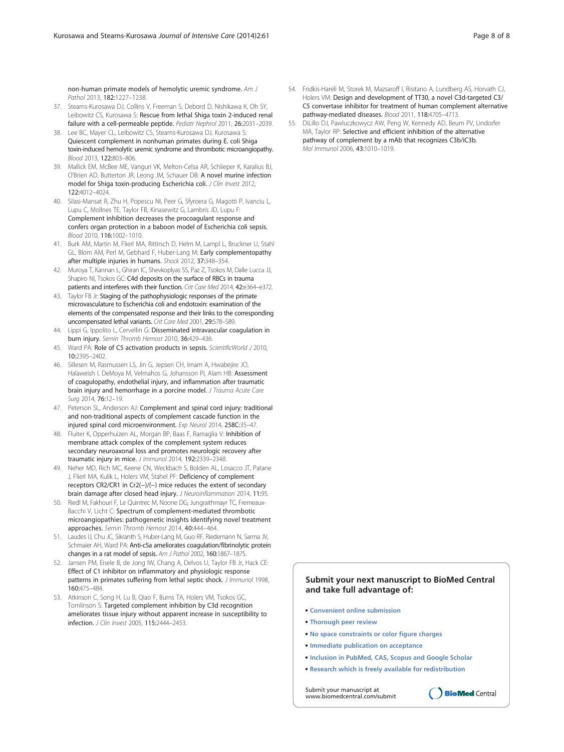non-human primate models of hemolytic uremic syndrome. *Am J Pathol* 2013, **182**:1227–1238.

37. Stearns-Kurosawa DJ, Collins V, Freeman S, Debord D, Nishikawa K, Oh SY, Leibowitz CS, Kurosawa S: **Rescue from lethal Shiga toxin 2-induced renal failure with a cell-permeable peptide.** *Pediatr Nephrol* 2011, **26**:2031–2039.
38. Lee BC, Mayer CL, Leibowitz CS, Stearns-Kurosawa DJ, Kurosawa S: **Quiescent complement in nonhuman primates during E. coli Shiga toxin-induced hemolytic uremic syndrome and thrombotic microangiopathy.** *Blood* 2013, **122**:803–806.
39. Mallick EM, McBee ME, Vanguri VK, Melton-Celsa AR, Schlieper K, Karalius BJ, O'Brien AD, Butterton JR, Leong JM, Schauer DB: **A novel murine infection model for Shiga toxin-producing Escherichia coli.** *J Clin Invest* 2012, **122**:4012–4024.
40. Silasi-Mansat R, Zhu H, Popescu NI, Peer G, Sfyroera G, Magotti P, Ivanciu L, Lupu C, Mollnes TE, Taylor FB, Kinasewitz G, Lambris JD, Lupu F: **Complement inhibition decreases the procoagulant response and confers organ protection in a baboon model of Escherichia coli sepsis.** *Blood* 2010, **116**:1002–1010.
41. Burk AM, Martin M, Flierl MA, Rittirsch D, Helm M, Lampl L, Bruckner U, Stahl GL, Blom AM, Perl M, Gebhard F, Huber-Lang M: **Early complementopathy after multiple injuries in humans.** *Shock* 2012, **37**:348–354.
42. Muroya T, Kannan L, Ghiran IC, Shevkoplyas SS, Paz Z, Tsokos M, Dalle Lucca JJ, Shapiro NI, Tsokos GC: **C4d deposits on the surface of RBCs in trauma patients and interferes with their function.** *Crit Care Med* 2014, **42**:e364–e372.
43. Taylor FB Jr: **Staging of the pathophysiologic responses of the primate microvasculature to Escherichia coli and endotoxin: examination of the elements of the compensated response and their links to the corresponding uncompensated lethal variants.** *Crit Care Med* 2001, **29**:S78–S89.
44. Lippi G, Ippolito L, Cervellin G: **Disseminated intravascular coagulation in burn injury.** *Semin Thromb Hemost* 2010, **36**:429–436.
45. Ward PA: **Role of C5 activation products in sepsis.** *ScientificWorld J* 2010, **10**:2395–2402.
46. Sillesen M, Rasmussen LS, Jin G, Jepsen CH, Imam A, Hwabejire JO, Halaweish I, DeMoya M, Velmahos G, Johansson PI, Alam HB: **Assessment of coagulopathy, endothelial injury, and inflammation after traumatic brain injury and hemorrhage in a porcine model.** *J Trauma Acute Care Surg* 2014, **76**:12–19.
47. Peterson SL, Anderson AJ: **Complement and spinal cord injury: traditional and non-traditional aspects of complement cascade function in the injured spinal cord microenvironment.** *Exp Neurol* 2014, **258C**:35–47.
48. Fluiter K, Opperhuizen AL, Morgan BP, Baas F, Ramaglia V: **Inhibition of membrane attack complex of the complement system reduces secondary neuroaxonal loss and promotes neurologic recovery after traumatic injury in mice.** *J Immunol* 2014, **192**:2339–2348.
49. Neher MD, Rich MC, Keene CN, Weckbach S, Bolden AL, Losacco JT, Patane J, Flierl MA, Kulik L, Holers VM, Stahel PF: **Deficiency of complement receptors CR2/CR1 in Cr2(−)/(−) mice reduces the extent of secondary brain damage after closed head injury.** *J Neuroinflammation* 2014, **11**:95.
50. Riedl M, Fakhouri F, Le Quintrec M, Noone DG, Jungraithmayr TC, Fremeaux-Bacchi V, Licht C: **Spectrum of complement-mediated thrombotic microangiopathies: pathogenetic insights identifying novel treatment approaches.** *Semin Thromb Hemost* 2014, **40**:444–464.
51. Laudes IJ, Chu JC, Sikranth S, Huber-Lang M, Guo RF, Riedemann N, Sarma JV, Schmaier AH, Ward PA: **Anti-c5a ameliorates coagulation/fibrinolytic protein changes in a rat model of sepsis.** *Am J Pathol* 2002, **160**:1867–1875.
52. Jansen PM, Eisele B, de Jong IW, Chang A, Delvos U, Taylor FB Jr, Hack CE: **Effect of C1 inhibitor on inflammatory and physiologic response patterns in primates suffering from lethal septic shock.** *J Immunol* 1998, **160**:475–484.
53. Atkinson C, Song H, Lu B, Qiao F, Burns TA, Holers VM, Tsokos GC, Tomlinson S: **Targeted complement inhibition by C3d recognition ameliorates tissue injury without apparent increase in susceptibility to infection.** *J Clin Invest* 2005, **115**:2444–2453.
54. Fridkis-Hareli M, Storek M, Mazsaroff I, Risitano A, Lundberg AS, Horvath CJ, Holers VM: **Design and development of TT30, a novel C3d-targeted C3/C5 convertase inhibitor for treatment of human complement alternative pathway-mediated diseases.** *Blood* 2011, **118**:4705–4713.
55. DiLillo DJ, Pawluczkowycz AW, Peng W, Kennedy AD, Beum PV, Lindorfer MA, Taylor RP: **Selective and efficient inhibition of the alternative pathway of complement by a mAb that recognizes C3b/iC3b.** *Mol Immunol* 2006, **43**:1010–1019.

**Submit your next manuscript to BioMed Central and take full advantage of:**

- **Convenient online submission**
- **Thorough peer review**
- **No space constraints or color figure charges**
- **Immediate publication on acceptance**
- **Inclusion in PubMed, CAS, Scopus and Google Scholar**
- **Research which is freely available for redistribution**

Submit your manuscript at
www.biomedcentral.com/submit

BioMed Central